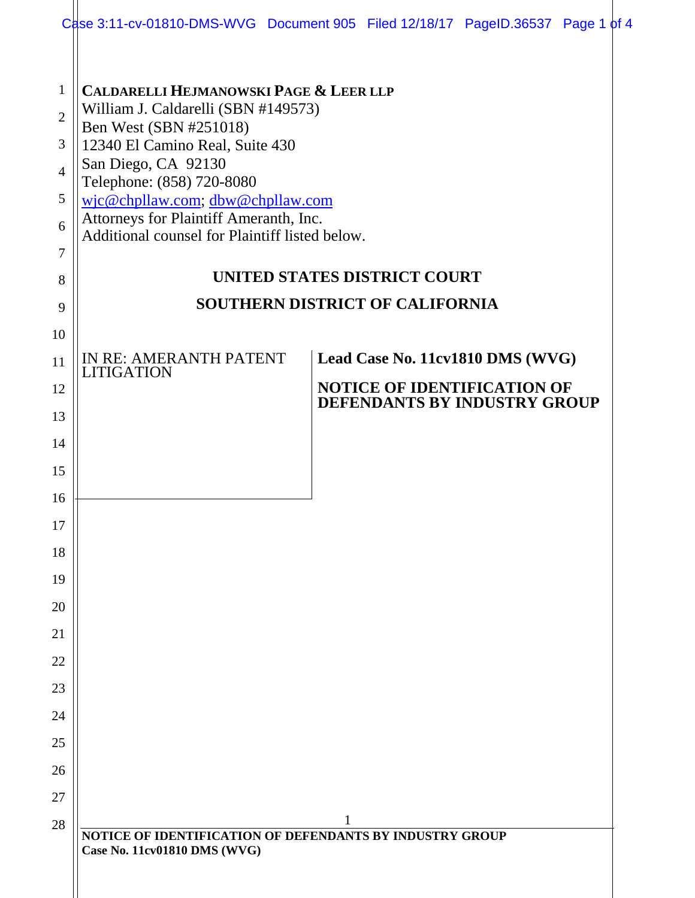**CALDARELLI HEJMANOWSKI PAGE & LEER LLP**
William J. Caldarelli (SBN #149573)
Ben West (SBN #251018)
12340 El Camino Real, Suite 430
San Diego, CA 92130
Telephone: (858) 720-8080
wjc@chpllaw.com; dbw@chpllaw.com
Attorneys for Plaintiff Ameranth, Inc.
Additional counsel for Plaintiff listed below.

**UNITED STATES DISTRICT COURT**

**SOUTHERN DISTRICT OF CALIFORNIA**

| IN RE: AMERANTH PATENT LITIGATION | **Lead Case No. 11cv1810 DMS (WVG)** |
|---|---|
| | **NOTICE OF IDENTIFICATION OF DEFENDANTS BY INDUSTRY GROUP** |

**NOTICE OF IDENTIFICATION OF DEFENDANTS BY INDUSTRY GROUP**
**Case No. 11cv01810 DMS (WVG)**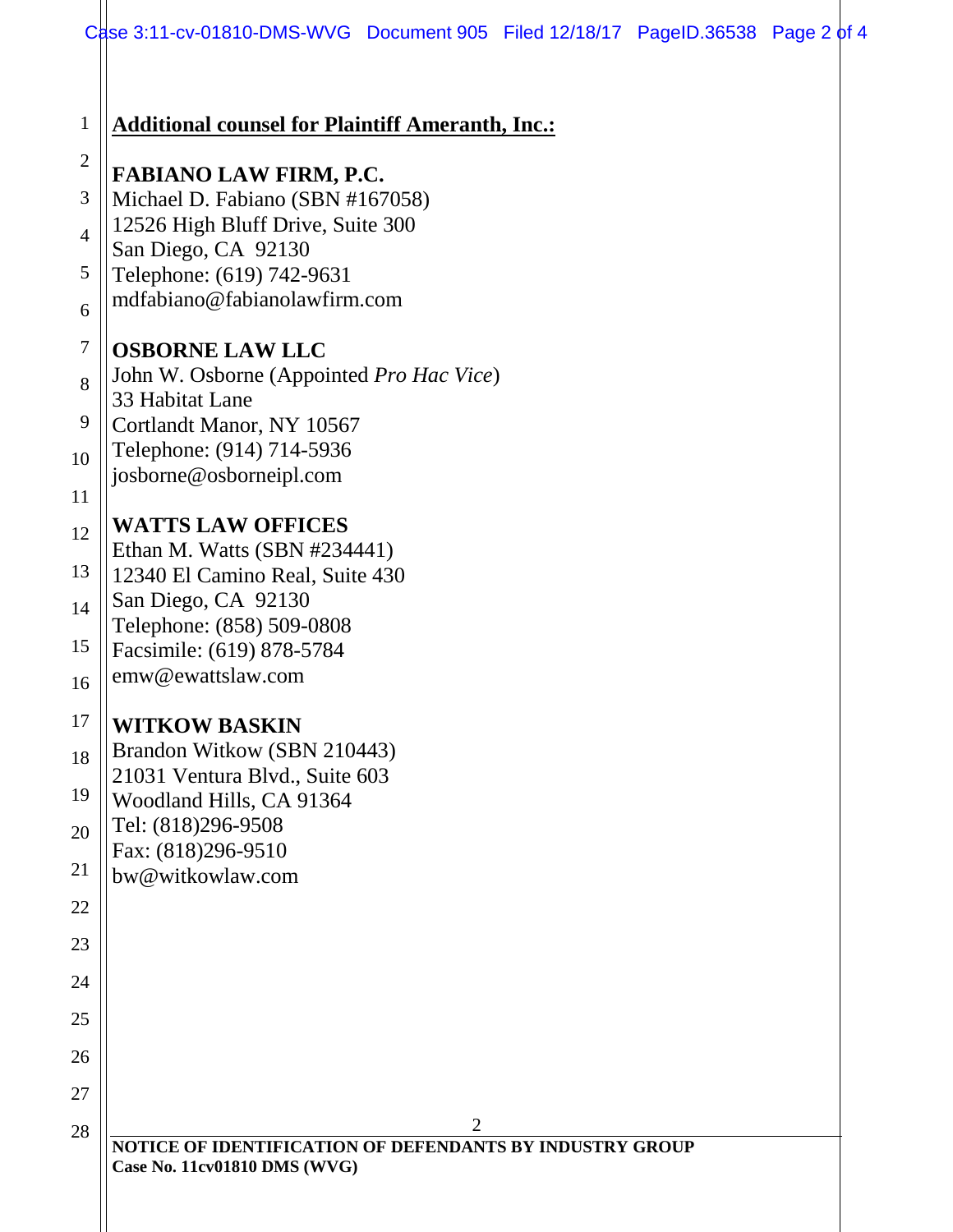**<u>Additional counsel for Plaintiff Ameranth, Inc.:</u>**

**FABIANO LAW FIRM, P.C.**
Michael D. Fabiano (SBN #167058)
12526 High Bluff Drive, Suite 300
San Diego, CA 92130
Telephone: (619) 742-9631
mdfabiano@fabianolawfirm.com

**OSBORNE LAW LLC**
John W. Osborne (Appointed *Pro Hac Vice*)
33 Habitat Lane
Cortlandt Manor, NY 10567
Telephone: (914) 714-5936
josborne@osborneipl.com

**WATTS LAW OFFICES**
Ethan M. Watts (SBN #234441)
12340 El Camino Real, Suite 430
San Diego, CA 92130
Telephone: (858) 509-0808
Facsimile: (619) 878-5784
emw@ewattslaw.com

**WITKOW BASKIN**
Brandon Witkow (SBN 210443)
21031 Ventura Blvd., Suite 603
Woodland Hills, CA 91364
Tel: (818)296-9508
Fax: (818)296-9510
bw@witkowlaw.com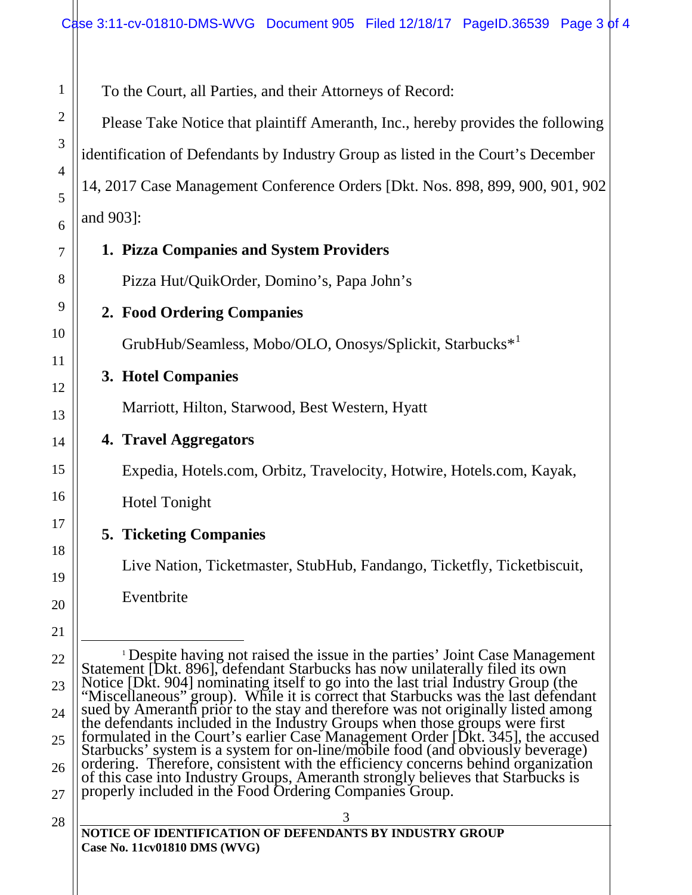To the Court, all Parties, and their Attorneys of Record:

Please Take Notice that plaintiff Ameranth, Inc., hereby provides the following identification of Defendants by Industry Group as listed in the Court's December 14, 2017 Case Management Conference Orders [Dkt. Nos. 898, 899, 900, 901, 902 and 903]:

1. **Pizza Companies and System Providers**

   Pizza Hut/QuikOrder, Domino's, Papa John's

2. **Food Ordering Companies**

   GrubHub/Seamless, Mobo/OLO, Onosys/Splickit, Starbucks*[1]

3. **Hotel Companies**

   Marriott, Hilton, Starwood, Best Western, Hyatt

4. **Travel Aggregators**

   Expedia, Hotels.com, Orbitz, Travelocity, Hotwire, Hotels.com, Kayak, Hotel Tonight

5. **Ticketing Companies**

   Live Nation, Ticketmaster, StubHub, Fandango, Ticketfly, Ticketbiscuit, Eventbrite

---

[1] Despite having not raised the issue in the parties' Joint Case Management Statement [Dkt. 896], defendant Starbucks has now unilaterally filed its own Notice [Dkt. 904] nominating itself to go into the last trial Industry Group (the "Miscellaneous" group). While it is correct that Starbucks was the last defendant sued by Ameranth prior to the stay and therefore was not originally listed among the defendants included in the Industry Groups when those groups were first formulated in the Court's earlier Case Management Order [Dkt. 345], the accused Starbucks' system is a system for on-line/mobile food (and obviously beverage) ordering. Therefore, consistent with the efficiency concerns behind organization of this case into Industry Groups, Ameranth strongly believes that Starbucks is properly included in the Food Ordering Companies Group.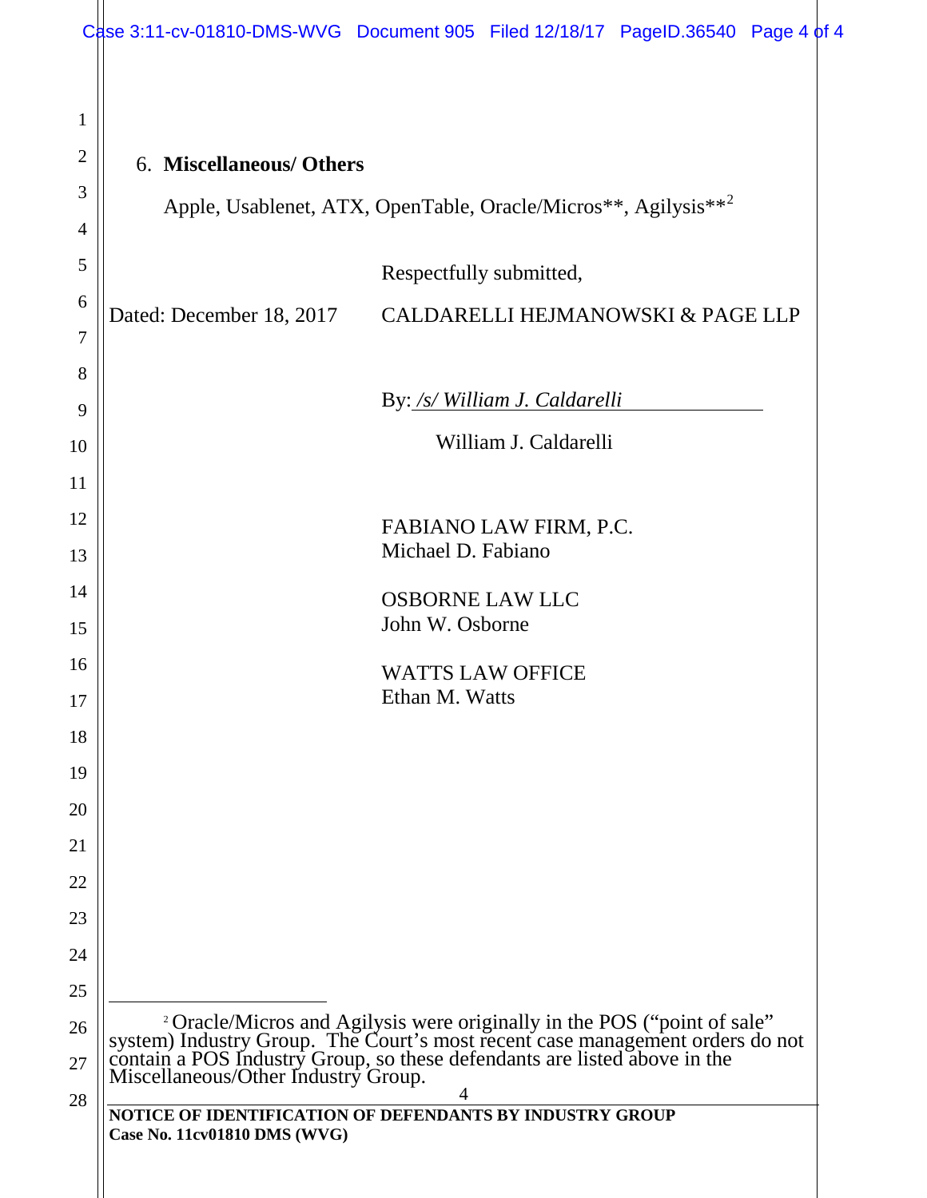6. **Miscellaneous/ Others**

Apple, Usablenet, ATX, OpenTable, Oracle/Micros**, Agilysis**[2]

Respectfully submitted,

Dated: December 18, 2017

CALDARELLI HEJMANOWSKI & PAGE LLP

By: */s/ William J. Caldarelli*

William J. Caldarelli

FABIANO LAW FIRM, P.C.
Michael D. Fabiano

OSBORNE LAW LLC
John W. Osborne

WATTS LAW OFFICE
Ethan M. Watts

---

[2] Oracle/Micros and Agilysis were originally in the POS ("point of sale" system) Industry Group. The Court's most recent case management orders do not contain a POS Industry Group, so these defendants are listed above in the Miscellaneous/Other Industry Group.

**NOTICE OF IDENTIFICATION OF DEFENDANTS BY INDUSTRY GROUP**
**Case No. 11cv01810 DMS (WVG)**